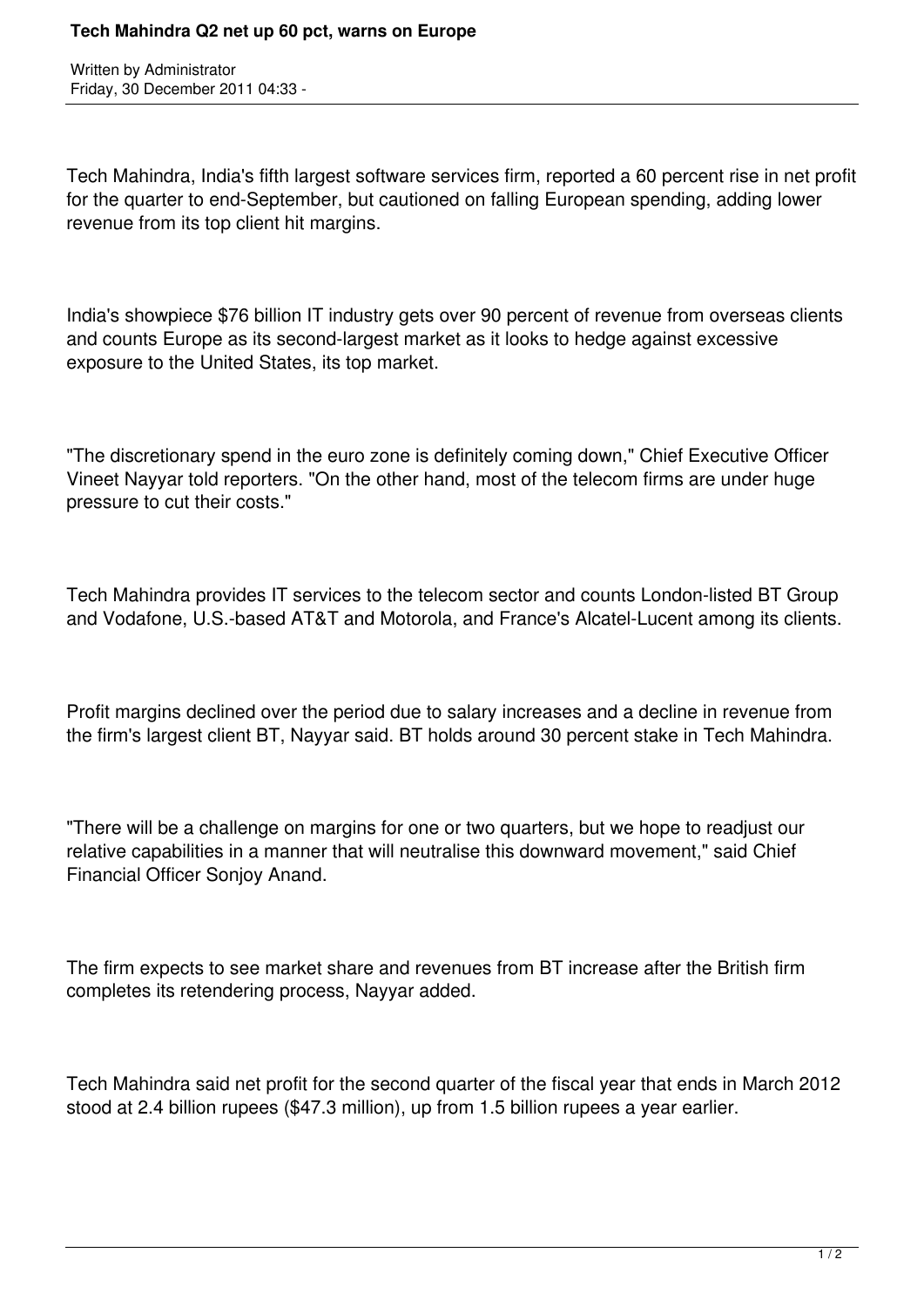# Tech Mahindra Q2 net up 60 pct, warns on Europe

Written by Administrator
Friday, 30 December 2011 04:33 -

Tech Mahindra, India's fifth largest software services firm, reported a 60 percent rise in net profit for the quarter to end-September, but cautioned on falling European spending, adding lower revenue from its top client hit margins.

India's showpiece $76 billion IT industry gets over 90 percent of revenue from overseas clients and counts Europe as its second-largest market as it looks to hedge against excessive exposure to the United States, its top market.

"The discretionary spend in the euro zone is definitely coming down," Chief Executive Officer Vineet Nayyar told reporters. "On the other hand, most of the telecom firms are under huge pressure to cut their costs."

Tech Mahindra provides IT services to the telecom sector and counts London-listed BT Group and Vodafone, U.S.-based AT&T and Motorola, and France's Alcatel-Lucent among its clients.

Profit margins declined over the period due to salary increases and a decline in revenue from the firm's largest client BT, Nayyar said. BT holds around 30 percent stake in Tech Mahindra.

"There will be a challenge on margins for one or two quarters, but we hope to readjust our relative capabilities in a manner that will neutralise this downward movement," said Chief Financial Officer Sonjoy Anand.

The firm expects to see market share and revenues from BT increase after the British firm completes its retendering process, Nayyar added.

Tech Mahindra said net profit for the second quarter of the fiscal year that ends in March 2012 stood at 2.4 billion rupees ($47.3 million), up from 1.5 billion rupees a year earlier.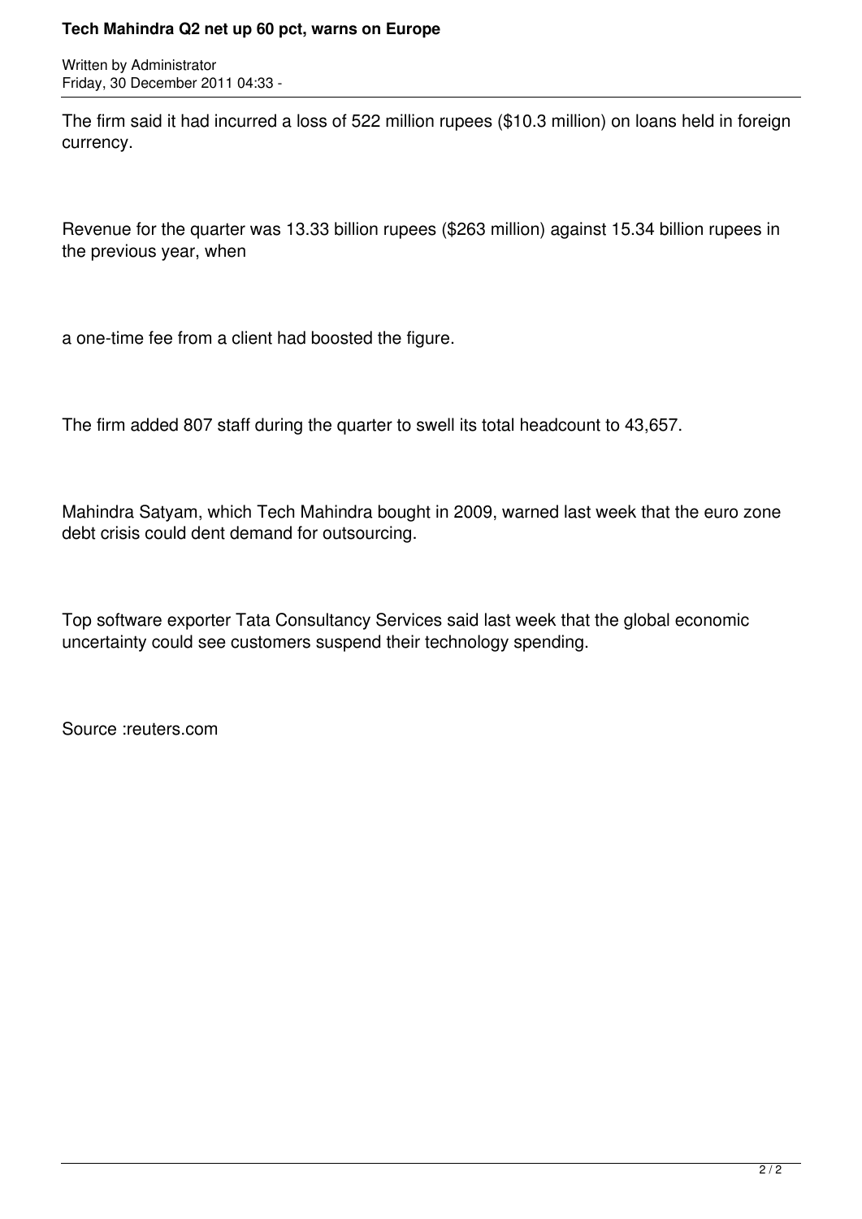The firm said it had incurred a loss of 522 million rupees ($10.3 million) on loans held in foreign currency.

Revenue for the quarter was 13.33 billion rupees ($263 million) against 15.34 billion rupees in the previous year, when

a one-time fee from a client had boosted the figure.

The firm added 807 staff during the quarter to swell its total headcount to 43,657.

Mahindra Satyam, which Tech Mahindra bought in 2009, warned last week that the euro zone debt crisis could dent demand for outsourcing.

Top software exporter Tata Consultancy Services said last week that the global economic uncertainty could see customers suspend their technology spending.

Source :reuters.com